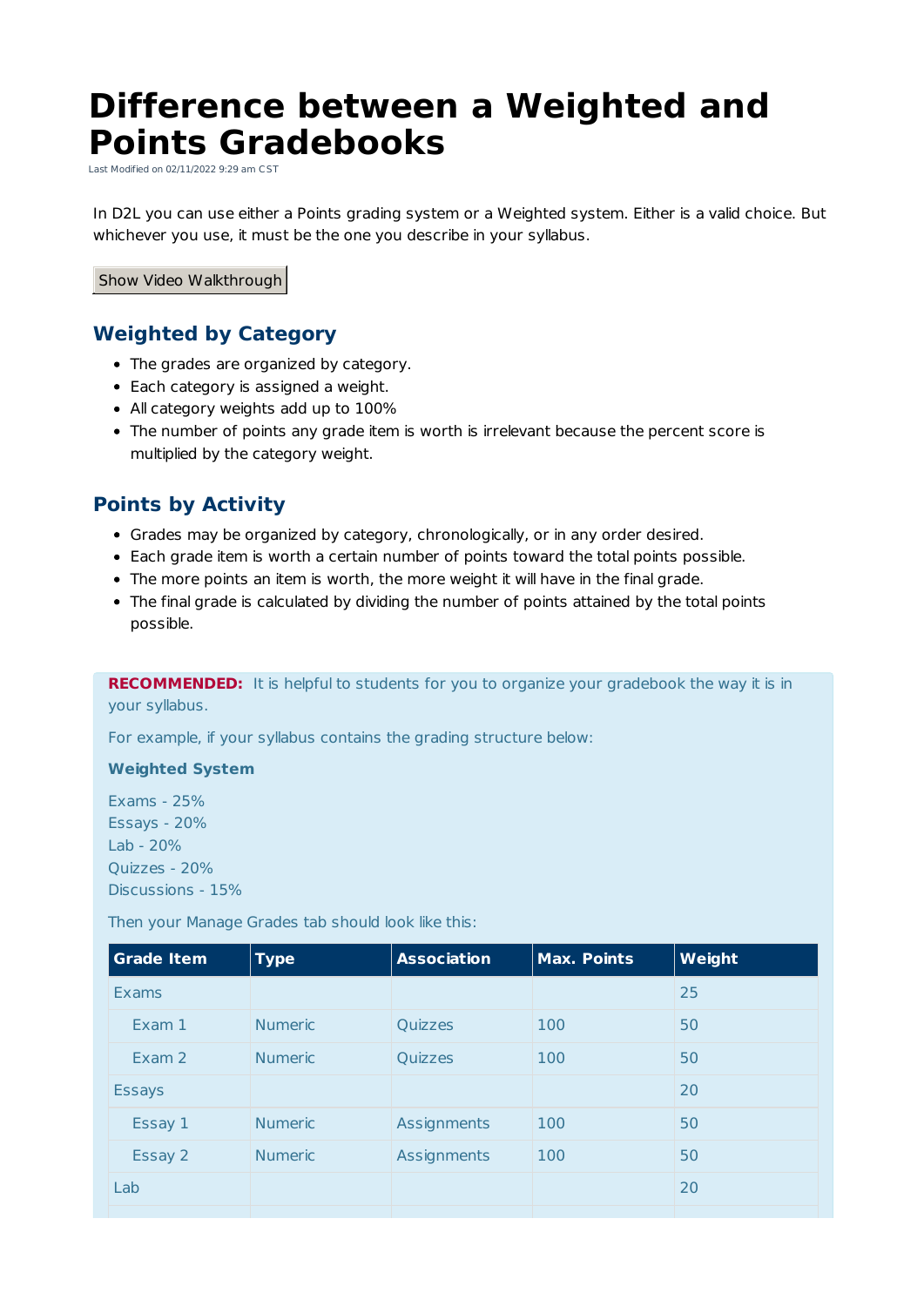# Difference between a Weighted and Points Gradebooks

Last Modified on 02/11/2022 9:29 am CST

In D2L you can use either a Points grading system or a Weighted system. Either is a valid choice. But whichever you use, it must be the one you describe in your syllabus.

Show Video Walkthrough

## Weighted by Category

- The grades are organized by category.
- Each category is assigned a weight.
- All category weights add up to 100%
- The number of points any grade item is worth is irrelevant because the percent score is multiplied by the category weight.

## Points by Activity

- Grades may be organized by category, chronologically, or in any order desired.
- Each grade item is worth a certain number of points toward the total points possible.
- The more points an item is worth, the more weight it will have in the final grade.
- The final grade is calculated by dividing the number of points attained by the total points possible.

**RECOMMENDED:** It is helpful to students for you to organize your gradebook the way it is in your syllabus.

For example, if your syllabus contains the grading structure below:

**Weighted System**

Exams - 25%
Essays - 20%
Lab - 20%
Quizzes - 20%
Discussions - 15%

Then your Manage Grades tab should look like this:

| Grade Item | Type | Association | Max. Points | Weight |
|---|---|---|---|---|
| Exams | | | | 25 |
| Exam 1 | Numeric | Quizzes | 100 | 50 |
| Exam 2 | Numeric | Quizzes | 100 | 50 |
| Essays | | | | 20 |
| Essay 1 | Numeric | Assignments | 100 | 50 |
| Essay 2 | Numeric | Assignments | 100 | 50 |
| Lab | | | | 20 |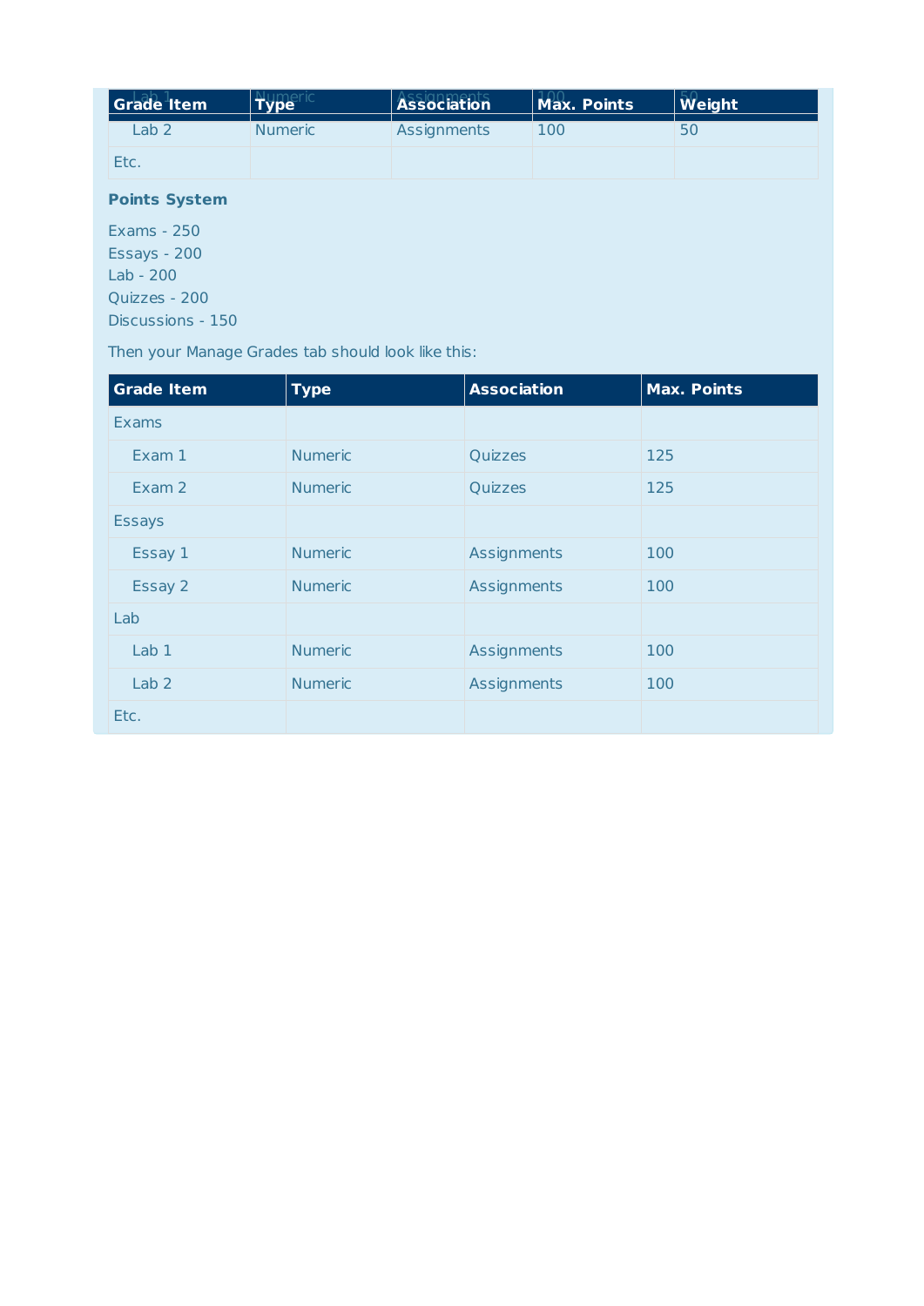| Grade Item | Type | Association | Max. Points | Weight |
|---|---|---|---|---|
| Lab 1 | Numeric | Assignments | 100 | 50 |
| Lab 2 | Numeric | Assignments | 100 | 50 |
| Etc. | | | | |

**Points System**

Exams - 250
Essays - 200
Lab - 200
Quizzes - 200
Discussions - 150

Then your Manage Grades tab should look like this:

| Grade Item | Type | Association | Max. Points |
|---|---|---|---|
| Exams | | | |
| Exam 1 | Numeric | Quizzes | 125 |
| Exam 2 | Numeric | Quizzes | 125 |
| Essays | | | |
| Essay 1 | Numeric | Assignments | 100 |
| Essay 2 | Numeric | Assignments | 100 |
| Lab | | | |
| Lab 1 | Numeric | Assignments | 100 |
| Lab 2 | Numeric | Assignments | 100 |
| Etc. | | | |